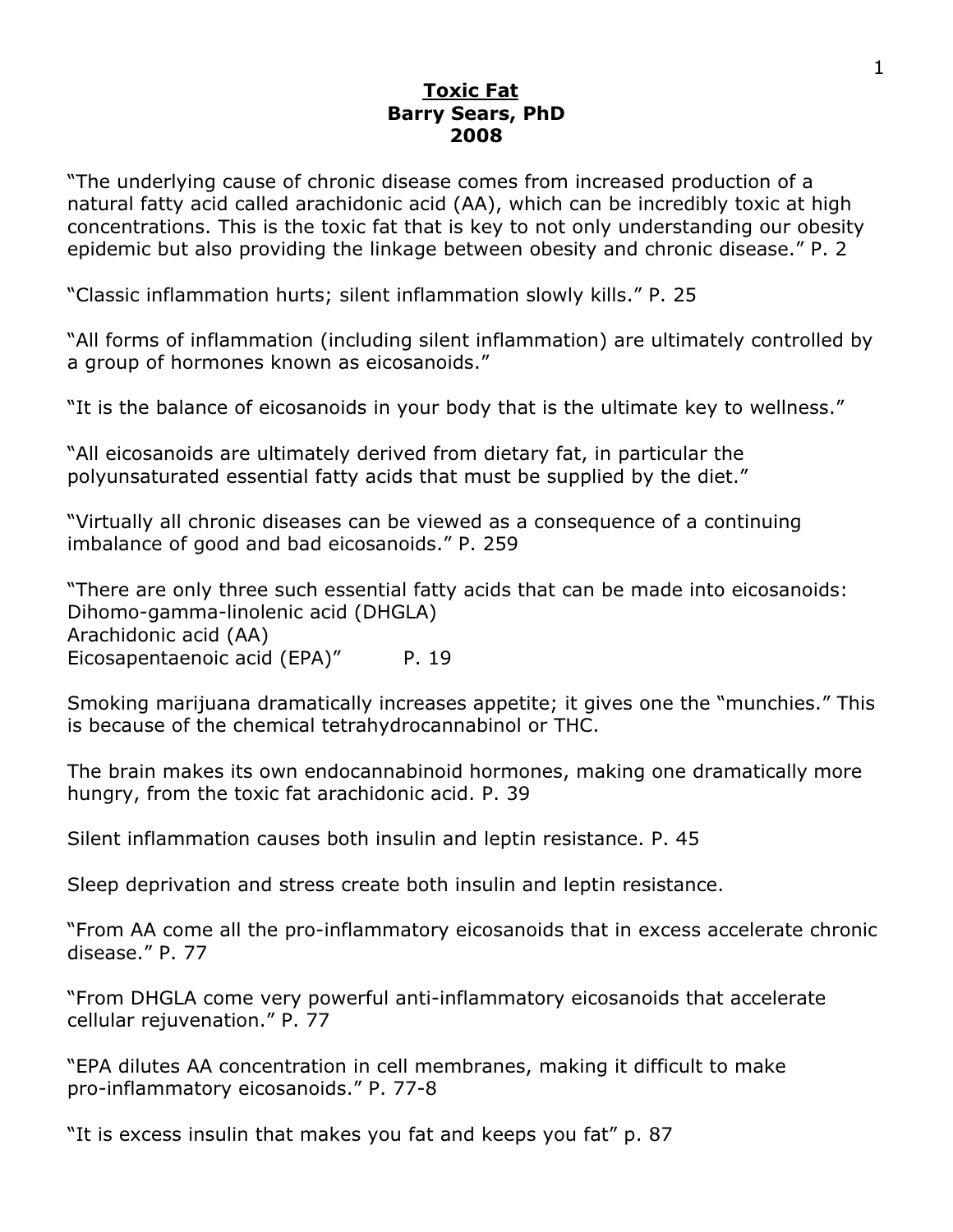# <u>Toxic Fat</u>

**Barry Sears, PhD**
**2008**

"The underlying cause of chronic disease comes from increased production of a natural fatty acid called arachidonic acid (AA), which can be incredibly toxic at high concentrations. This is the toxic fat that is key to not only understanding our obesity epidemic but also providing the linkage between obesity and chronic disease." P. 2

"Classic inflammation hurts; silent inflammation slowly kills." P. 25

"All forms of inflammation (including silent inflammation) are ultimately controlled by a group of hormones known as eicosanoids."

"It is the balance of eicosanoids in your body that is the ultimate key to wellness."

"All eicosanoids are ultimately derived from dietary fat, in particular the polyunsaturated essential fatty acids that must be supplied by the diet."

"Virtually all chronic diseases can be viewed as a consequence of a continuing imbalance of good and bad eicosanoids." P. 259

"There are only three such essential fatty acids that can be made into eicosanoids:
Dihomo-gamma-linolenic acid (DHGLA)
Arachidonic acid (AA)
Eicosapentaenoic acid (EPA)" P. 19

Smoking marijuana dramatically increases appetite; it gives one the "munchies." This is because of the chemical tetrahydrocannabinol or THC.

The brain makes its own endocannabinoid hormones, making one dramatically more hungry, from the toxic fat arachidonic acid. P. 39

Silent inflammation causes both insulin and leptin resistance. P. 45

Sleep deprivation and stress create both insulin and leptin resistance.

"From AA come all the pro-inflammatory eicosanoids that in excess accelerate chronic disease." P. 77

"From DHGLA come very powerful anti-inflammatory eicosanoids that accelerate cellular rejuvenation." P. 77

"EPA dilutes AA concentration in cell membranes, making it difficult to make pro-inflammatory eicosanoids." P. 77-8

"It is excess insulin that makes you fat and keeps you fat" p. 87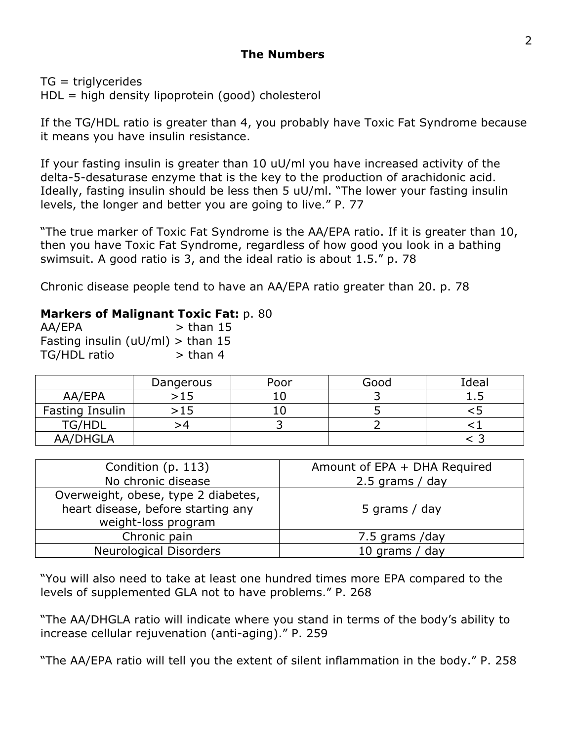## The Numbers

TG = triglycerides
HDL = high density lipoprotein (good) cholesterol

If the TG/HDL ratio is greater than 4, you probably have Toxic Fat Syndrome because it means you have insulin resistance.

If your fasting insulin is greater than 10 uU/ml you have increased activity of the delta-5-desaturase enzyme that is the key to the production of arachidonic acid. Ideally, fasting insulin should be less then 5 uU/ml. "The lower your fasting insulin levels, the longer and better you are going to live." P. 77

"The true marker of Toxic Fat Syndrome is the AA/EPA ratio. If it is greater than 10, then you have Toxic Fat Syndrome, regardless of how good you look in a bathing swimsuit. A good ratio is 3, and the ideal ratio is about 1.5." p. 78

Chronic disease people tend to have an AA/EPA ratio greater than 20. p. 78

**Markers of Malignant Toxic Fat:** p. 80
AA/EPA > than 15
Fasting insulin (uU/ml) > than 15
TG/HDL ratio > than 4

| | Dangerous | Poor | Good | Ideal |
|---|---|---|---|---|
| AA/EPA | >15 | 10 | 3 | 1.5 |
| Fasting Insulin | >15 | 10 | 5 | <5 |
| TG/HDL | >4 | 3 | 2 | <1 |
| AA/DHGLA | | | | < 3 |

| Condition (p. 113) | Amount of EPA + DHA Required |
|---|---|
| No chronic disease | 2.5 grams / day |
| Overweight, obese, type 2 diabetes, heart disease, before starting any weight-loss program | 5 grams / day |
| Chronic pain | 7.5 grams /day |
| Neurological Disorders | 10 grams / day |

"You will also need to take at least one hundred times more EPA compared to the levels of supplemented GLA not to have problems." P. 268

"The AA/DHGLA ratio will indicate where you stand in terms of the body's ability to increase cellular rejuvenation (anti-aging)." P. 259

"The AA/EPA ratio will tell you the extent of silent inflammation in the body." P. 258